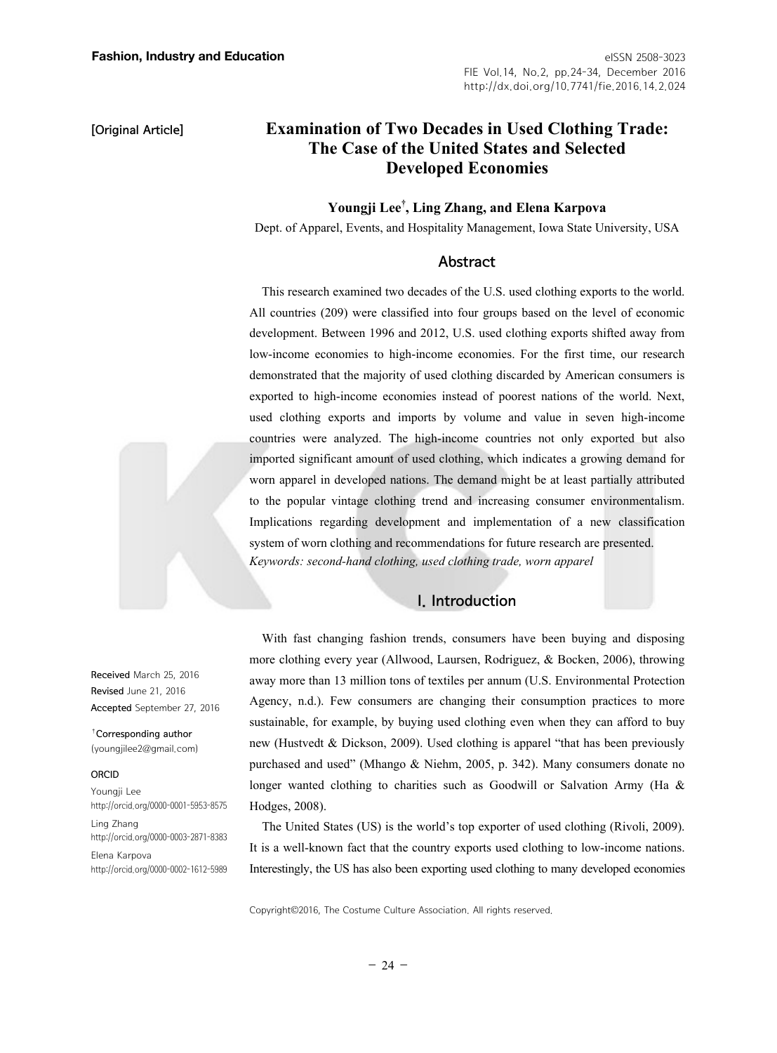[Original Article]

# Examination of Two Decades in Used Clothing Trade: The Case of the United States and Selected Developed Economies

**Youngji Lee[†], Ling Zhang, and Elena Karpova**

Dept. of Apparel, Events, and Hospitality Management, Iowa State University, USA

## Abstract

This research examined two decades of the U.S. used clothing exports to the world. All countries (209) were classified into four groups based on the level of economic development. Between 1996 and 2012, U.S. used clothing exports shifted away from low-income economies to high-income economies. For the first time, our research demonstrated that the majority of used clothing discarded by American consumers is exported to high-income economies instead of poorest nations of the world. Next, used clothing exports and imports by volume and value in seven high-income countries were analyzed. The high-income countries not only exported but also imported significant amount of used clothing, which indicates a growing demand for worn apparel in developed nations. The demand might be at least partially attributed to the popular vintage clothing trend and increasing consumer environmentalism. Implications regarding development and implementation of a new classification system of worn clothing and recommendations for future research are presented.

*Keywords: second-hand clothing, used clothing trade, worn apparel*

Received March 25, 2016
Revised June 21, 2016
Accepted September 27, 2016

[†]Corresponding author
(youngjilee2@gmail.com)

ORCID
Youngji Lee
http://orcid.org/0000-0001-5953-8575
Ling Zhang
http://orcid.org/0000-0003-2871-8383
Elena Karpova
http://orcid.org/0000-0002-1612-5989

## I. Introduction

With fast changing fashion trends, consumers have been buying and disposing more clothing every year (Allwood, Laursen, Rodriguez, & Bocken, 2006), throwing away more than 13 million tons of textiles per annum (U.S. Environmental Protection Agency, n.d.). Few consumers are changing their consumption practices to more sustainable, for example, by buying used clothing even when they can afford to buy new (Hustvedt & Dickson, 2009). Used clothing is apparel "that has been previously purchased and used" (Mhango & Niehm, 2005, p. 342). Many consumers donate no longer wanted clothing to charities such as Goodwill or Salvation Army (Ha & Hodges, 2008).

The United States (US) is the world's top exporter of used clothing (Rivoli, 2009). It is a well-known fact that the country exports used clothing to low-income nations. Interestingly, the US has also been exporting used clothing to many developed economies

Copyright©2016, The Costume Culture Association. All rights reserved.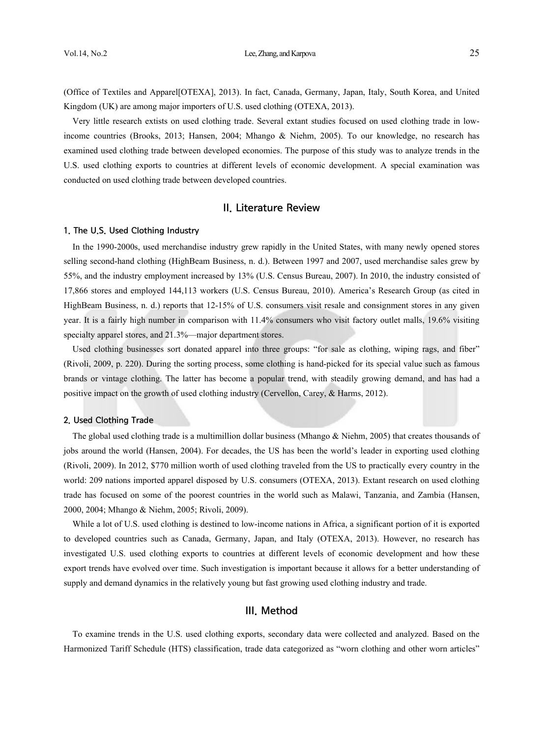(Office of Textiles and Apparel[OTEXA], 2013). In fact, Canada, Germany, Japan, Italy, South Korea, and United Kingdom (UK) are among major importers of U.S. used clothing (OTEXA, 2013).

Very little research extists on used clothing trade. Several extant studies focused on used clothing trade in low-income countries (Brooks, 2013; Hansen, 2004; Mhango & Niehm, 2005). To our knowledge, no research has examined used clothing trade between developed economies. The purpose of this study was to analyze trends in the U.S. used clothing exports to countries at different levels of economic development. A special examination was conducted on used clothing trade between developed countries.

## II. Literature Review

### 1. The U.S. Used Clothing Industry

In the 1990-2000s, used merchandise industry grew rapidly in the United States, with many newly opened stores selling second-hand clothing (HighBeam Business, n. d.). Between 1997 and 2007, used merchandise sales grew by 55%, and the industry employment increased by 13% (U.S. Census Bureau, 2007). In 2010, the industry consisted of 17,866 stores and employed 144,113 workers (U.S. Census Bureau, 2010). America's Research Group (as cited in HighBeam Business, n. d.) reports that 12-15% of U.S. consumers visit resale and consignment stores in any given year. It is a fairly high number in comparison with 11.4% consumers who visit factory outlet malls, 19.6% visiting specialty apparel stores, and 21.3%—major department stores.

Used clothing businesses sort donated apparel into three groups: "for sale as clothing, wiping rags, and fiber" (Rivoli, 2009, p. 220). During the sorting process, some clothing is hand-picked for its special value such as famous brands or vintage clothing. The latter has become a popular trend, with steadily growing demand, and has had a positive impact on the growth of used clothing industry (Cervellon, Carey, & Harms, 2012).

### 2. Used Clothing Trade

The global used clothing trade is a multimillion dollar business (Mhango & Niehm, 2005) that creates thousands of jobs around the world (Hansen, 2004). For decades, the US has been the world's leader in exporting used clothing (Rivoli, 2009). In 2012, $770 million worth of used clothing traveled from the US to practically every country in the world: 209 nations imported apparel disposed by U.S. consumers (OTEXA, 2013). Extant research on used clothing trade has focused on some of the poorest countries in the world such as Malawi, Tanzania, and Zambia (Hansen, 2000, 2004; Mhango & Niehm, 2005; Rivoli, 2009).

While a lot of U.S. used clothing is destined to low-income nations in Africa, a significant portion of it is exported to developed countries such as Canada, Germany, Japan, and Italy (OTEXA, 2013). However, no research has investigated U.S. used clothing exports to countries at different levels of economic development and how these export trends have evolved over time. Such investigation is important because it allows for a better understanding of supply and demand dynamics in the relatively young but fast growing used clothing industry and trade.

## III. Method

To examine trends in the U.S. used clothing exports, secondary data were collected and analyzed. Based on the Harmonized Tariff Schedule (HTS) classification, trade data categorized as "worn clothing and other worn articles"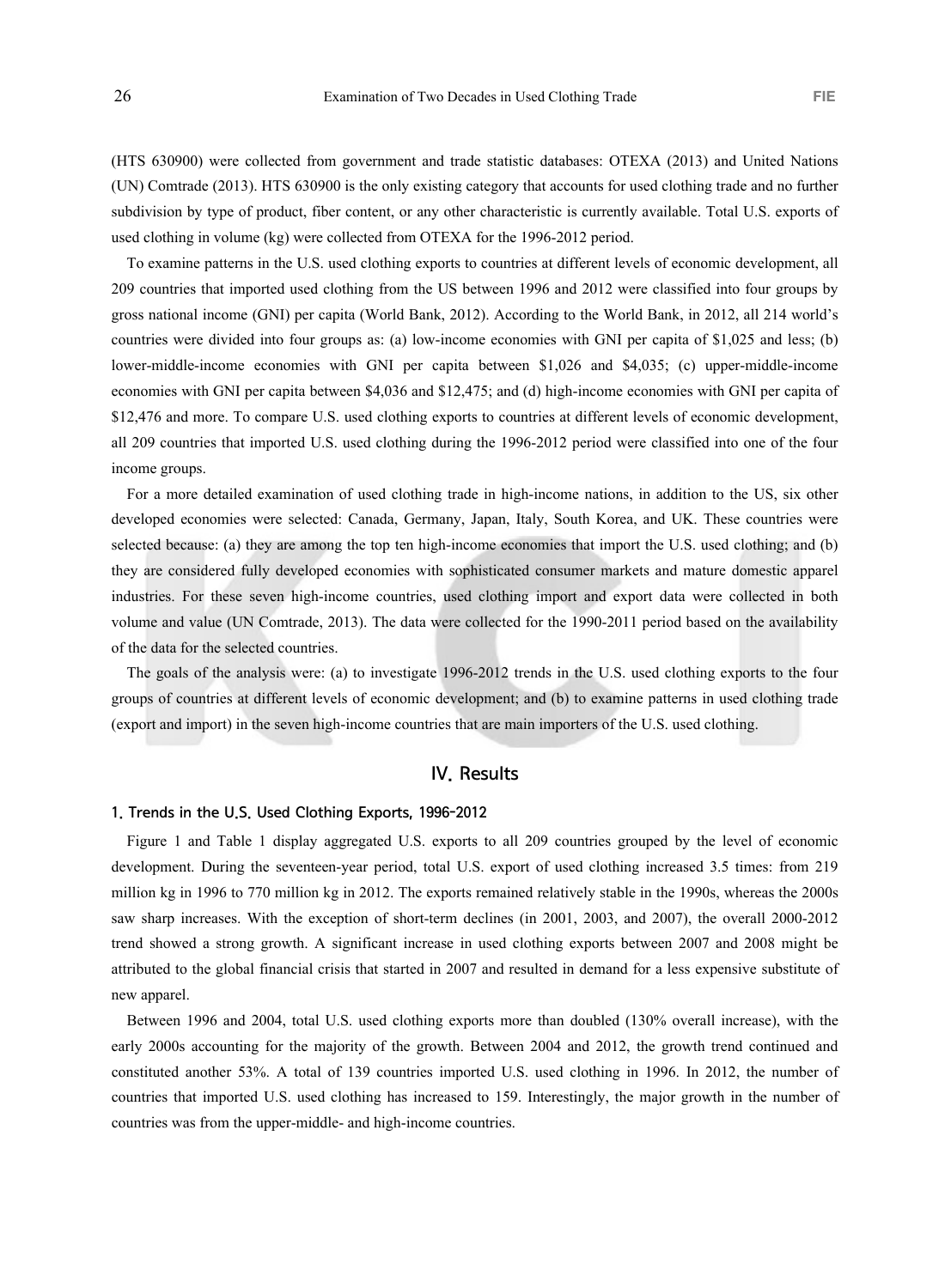(HTS 630900) were collected from government and trade statistic databases: OTEXA (2013) and United Nations (UN) Comtrade (2013). HTS 630900 is the only existing category that accounts for used clothing trade and no further subdivision by type of product, fiber content, or any other characteristic is currently available. Total U.S. exports of used clothing in volume (kg) were collected from OTEXA for the 1996-2012 period.

To examine patterns in the U.S. used clothing exports to countries at different levels of economic development, all 209 countries that imported used clothing from the US between 1996 and 2012 were classified into four groups by gross national income (GNI) per capita (World Bank, 2012). According to the World Bank, in 2012, all 214 world's countries were divided into four groups as: (a) low-income economies with GNI per capita of $1,025 and less; (b) lower-middle-income economies with GNI per capita between $1,026 and $4,035; (c) upper-middle-income economies with GNI per capita between $4,036 and $12,475; and (d) high-income economies with GNI per capita of $12,476 and more. To compare U.S. used clothing exports to countries at different levels of economic development, all 209 countries that imported U.S. used clothing during the 1996-2012 period were classified into one of the four income groups.

For a more detailed examination of used clothing trade in high-income nations, in addition to the US, six other developed economies were selected: Canada, Germany, Japan, Italy, South Korea, and UK. These countries were selected because: (a) they are among the top ten high-income economies that import the U.S. used clothing; and (b) they are considered fully developed economies with sophisticated consumer markets and mature domestic apparel industries. For these seven high-income countries, used clothing import and export data were collected in both volume and value (UN Comtrade, 2013). The data were collected for the 1990-2011 period based on the availability of the data for the selected countries.

The goals of the analysis were: (a) to investigate 1996-2012 trends in the U.S. used clothing exports to the four groups of countries at different levels of economic development; and (b) to examine patterns in used clothing trade (export and import) in the seven high-income countries that are main importers of the U.S. used clothing.

## IV. Results

### 1. Trends in the U.S. Used Clothing Exports, 1996-2012

Figure 1 and Table 1 display aggregated U.S. exports to all 209 countries grouped by the level of economic development. During the seventeen-year period, total U.S. export of used clothing increased 3.5 times: from 219 million kg in 1996 to 770 million kg in 2012. The exports remained relatively stable in the 1990s, whereas the 2000s saw sharp increases. With the exception of short-term declines (in 2001, 2003, and 2007), the overall 2000-2012 trend showed a strong growth. A significant increase in used clothing exports between 2007 and 2008 might be attributed to the global financial crisis that started in 2007 and resulted in demand for a less expensive substitute of new apparel.

Between 1996 and 2004, total U.S. used clothing exports more than doubled (130% overall increase), with the early 2000s accounting for the majority of the growth. Between 2004 and 2012, the growth trend continued and constituted another 53%. A total of 139 countries imported U.S. used clothing in 1996. In 2012, the number of countries that imported U.S. used clothing has increased to 159. Interestingly, the major growth in the number of countries was from the upper-middle- and high-income countries.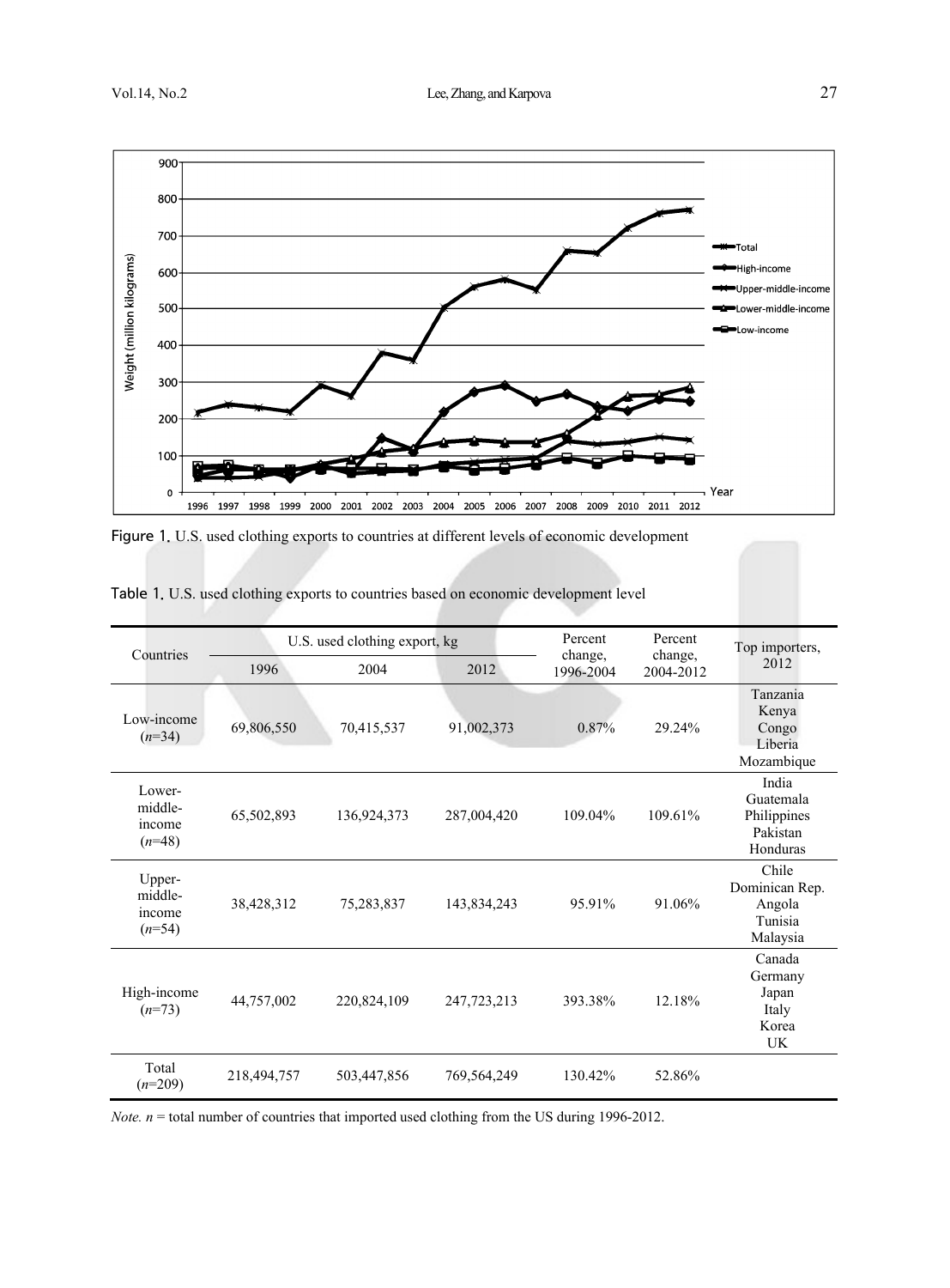Figure 1. U.S. used clothing exports to countries at different levels of economic development

Table 1. U.S. used clothing exports to countries based on economic development level

| Countries | U.S. used clothing export, kg | | | Percent change, 1996-2004 | Percent change, 2004-2012 | Top importers, 2012 |
|---|---|---|---|---|---|---|
| | 1996 | 2004 | 2012 | | | |
| Low-income (*n*=34) | 69,806,550 | 70,415,537 | 91,002,373 | 0.87% | 29.24% | Tanzania Kenya Congo Liberia Mozambique |
| Lower-middle-income (*n*=48) | 65,502,893 | 136,924,373 | 287,004,420 | 109.04% | 109.61% | India Guatemala Philippines Pakistan Honduras |
| Upper-middle-income (*n*=54) | 38,428,312 | 75,283,837 | 143,834,243 | 95.91% | 91.06% | Chile Dominican Rep. Angola Tunisia Malaysia |
| High-income (*n*=73) | 44,757,002 | 220,824,109 | 247,723,213 | 393.38% | 12.18% | Canada Germany Japan Italy Korea UK |
| Total (*n*=209) | 218,494,757 | 503,447,856 | 769,564,249 | 130.42% | 52.86% | |

*Note. n* = total number of countries that imported used clothing from the US during 1996-2012.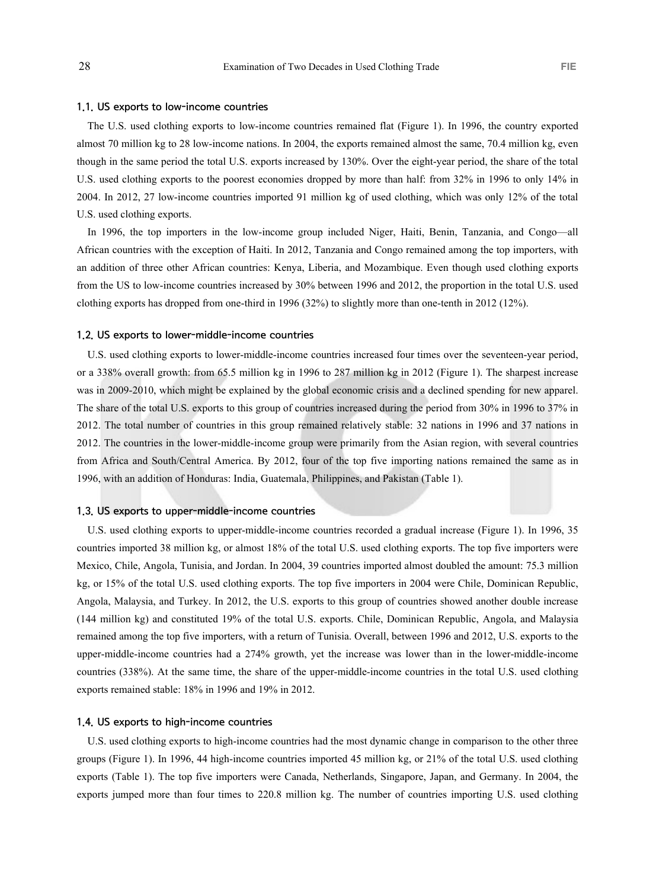### 1.1. US exports to low-income countries

The U.S. used clothing exports to low-income countries remained flat (Figure 1). In 1996, the country exported almost 70 million kg to 28 low-income nations. In 2004, the exports remained almost the same, 70.4 million kg, even though in the same period the total U.S. exports increased by 130%. Over the eight-year period, the share of the total U.S. used clothing exports to the poorest economies dropped by more than half: from 32% in 1996 to only 14% in 2004. In 2012, 27 low-income countries imported 91 million kg of used clothing, which was only 12% of the total U.S. used clothing exports.

In 1996, the top importers in the low-income group included Niger, Haiti, Benin, Tanzania, and Congo—all African countries with the exception of Haiti. In 2012, Tanzania and Congo remained among the top importers, with an addition of three other African countries: Kenya, Liberia, and Mozambique. Even though used clothing exports from the US to low-income countries increased by 30% between 1996 and 2012, the proportion in the total U.S. used clothing exports has dropped from one-third in 1996 (32%) to slightly more than one-tenth in 2012 (12%).

### 1.2. US exports to lower-middle-income countries

U.S. used clothing exports to lower-middle-income countries increased four times over the seventeen-year period, or a 338% overall growth: from 65.5 million kg in 1996 to 287 million kg in 2012 (Figure 1). The sharpest increase was in 2009-2010, which might be explained by the global economic crisis and a declined spending for new apparel. The share of the total U.S. exports to this group of countries increased during the period from 30% in 1996 to 37% in 2012. The total number of countries in this group remained relatively stable: 32 nations in 1996 and 37 nations in 2012. The countries in the lower-middle-income group were primarily from the Asian region, with several countries from Africa and South/Central America. By 2012, four of the top five importing nations remained the same as in 1996, with an addition of Honduras: India, Guatemala, Philippines, and Pakistan (Table 1).

### 1.3. US exports to upper-middle-income countries

U.S. used clothing exports to upper-middle-income countries recorded a gradual increase (Figure 1). In 1996, 35 countries imported 38 million kg, or almost 18% of the total U.S. used clothing exports. The top five importers were Mexico, Chile, Angola, Tunisia, and Jordan. In 2004, 39 countries imported almost doubled the amount: 75.3 million kg, or 15% of the total U.S. used clothing exports. The top five importers in 2004 were Chile, Dominican Republic, Angola, Malaysia, and Turkey. In 2012, the U.S. exports to this group of countries showed another double increase (144 million kg) and constituted 19% of the total U.S. exports. Chile, Dominican Republic, Angola, and Malaysia remained among the top five importers, with a return of Tunisia. Overall, between 1996 and 2012, U.S. exports to the upper-middle-income countries had a 274% growth, yet the increase was lower than in the lower-middle-income countries (338%). At the same time, the share of the upper-middle-income countries in the total U.S. used clothing exports remained stable: 18% in 1996 and 19% in 2012.

### 1.4. US exports to high-income countries

U.S. used clothing exports to high-income countries had the most dynamic change in comparison to the other three groups (Figure 1). In 1996, 44 high-income countries imported 45 million kg, or 21% of the total U.S. used clothing exports (Table 1). The top five importers were Canada, Netherlands, Singapore, Japan, and Germany. In 2004, the exports jumped more than four times to 220.8 million kg. The number of countries importing U.S. used clothing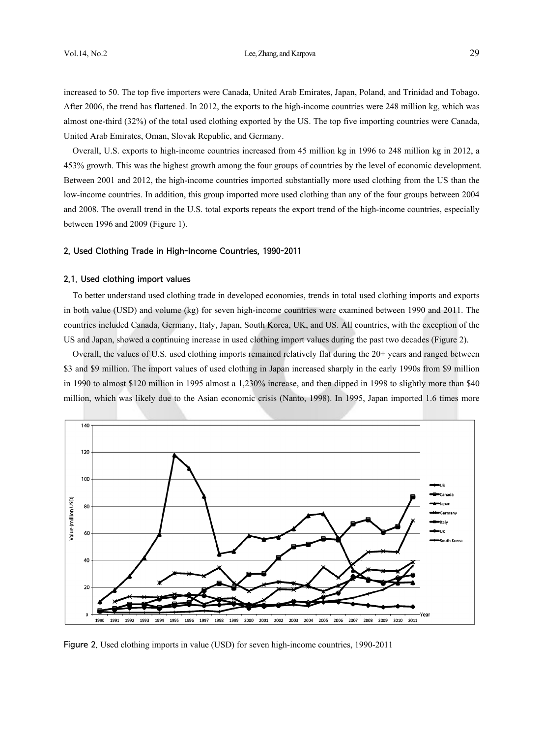increased to 50. The top five importers were Canada, United Arab Emirates, Japan, Poland, and Trinidad and Tobago. After 2006, the trend has flattened. In 2012, the exports to the high-income countries were 248 million kg, which was almost one-third (32%) of the total used clothing exported by the US. The top five importing countries were Canada, United Arab Emirates, Oman, Slovak Republic, and Germany.

Overall, U.S. exports to high-income countries increased from 45 million kg in 1996 to 248 million kg in 2012, a 453% growth. This was the highest growth among the four groups of countries by the level of economic development. Between 2001 and 2012, the high-income countries imported substantially more used clothing from the US than the low-income countries. In addition, this group imported more used clothing than any of the four groups between 2004 and 2008. The overall trend in the U.S. total exports repeats the export trend of the high-income countries, especially between 1996 and 2009 (Figure 1).

## 2. Used Clothing Trade in High-Income Countries, 1990-2011

### 2.1. Used clothing import values

To better understand used clothing trade in developed economies, trends in total used clothing imports and exports in both value (USD) and volume (kg) for seven high-income countries were examined between 1990 and 2011. The countries included Canada, Germany, Italy, Japan, South Korea, UK, and US. All countries, with the exception of the US and Japan, showed a continuing increase in used clothing import values during the past two decades (Figure 2).

Overall, the values of U.S. used clothing imports remained relatively flat during the 20+ years and ranged between $3 and $9 million. The import values of used clothing in Japan increased sharply in the early 1990s from $9 million in 1990 to almost $120 million in 1995 almost a 1,230% increase, and then dipped in 1998 to slightly more than $40 million, which was likely due to the Asian economic crisis (Nanto, 1998). In 1995, Japan imported 1.6 times more

Figure 2. Used clothing imports in value (USD) for seven high-income countries, 1990-2011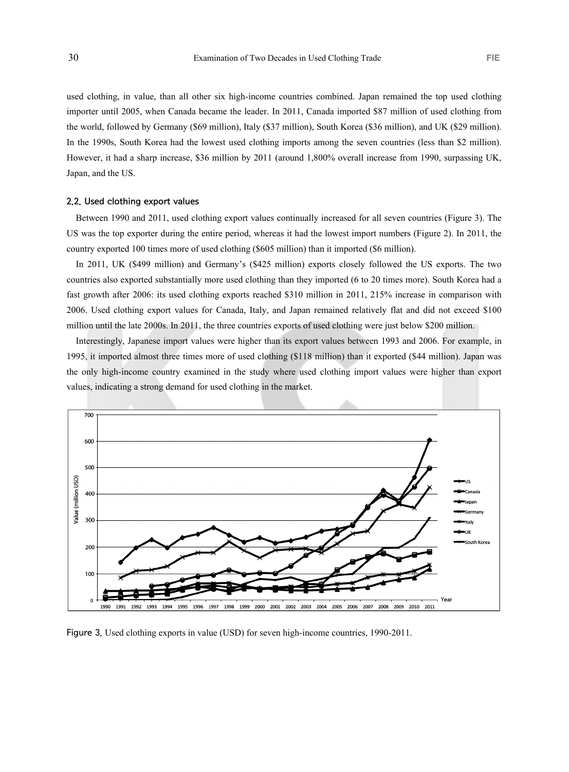used clothing, in value, than all other six high-income countries combined. Japan remained the top used clothing importer until 2005, when Canada became the leader. In 2011, Canada imported $87 million of used clothing from the world, followed by Germany ($69 million), Italy ($37 million), South Korea ($36 million), and UK ($29 million). In the 1990s, South Korea had the lowest used clothing imports among the seven countries (less than $2 million). However, it had a sharp increase, $36 million by 2011 (around 1,800% overall increase from 1990, surpassing UK, Japan, and the US.

### 2.2. Used clothing export values

Between 1990 and 2011, used clothing export values continually increased for all seven countries (Figure 3). The US was the top exporter during the entire period, whereas it had the lowest import numbers (Figure 2). In 2011, the country exported 100 times more of used clothing ($605 million) than it imported ($6 million).

In 2011, UK ($499 million) and Germany's ($425 million) exports closely followed the US exports. The two countries also exported substantially more used clothing than they imported (6 to 20 times more). South Korea had a fast growth after 2006: its used clothing exports reached $310 million in 2011, 215% increase in comparison with 2006. Used clothing export values for Canada, Italy, and Japan remained relatively flat and did not exceed $100 million until the late 2000s. In 2011, the three countries exports of used clothing were just below $200 million.

Interestingly, Japanese import values were higher than its export values between 1993 and 2006. For example, in 1995, it imported almost three times more of used clothing ($118 million) than it exported ($44 million). Japan was the only high-income country examined in the study where used clothing import values were higher than export values, indicating a strong demand for used clothing in the market.

Figure 3. Used clothing exports in value (USD) for seven high-income countries, 1990-2011.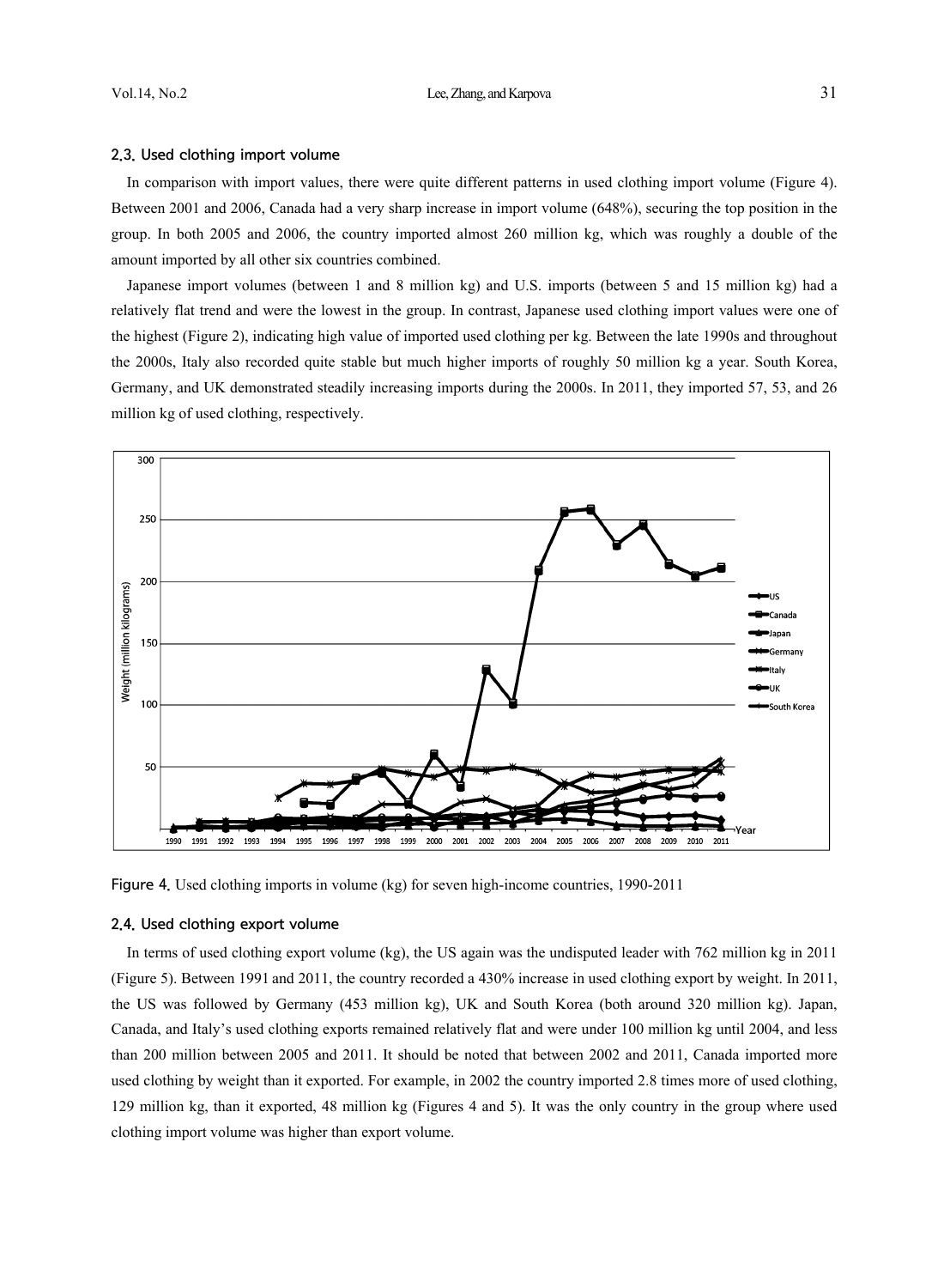### 2.3. Used clothing import volume

In comparison with import values, there were quite different patterns in used clothing import volume (Figure 4). Between 2001 and 2006, Canada had a very sharp increase in import volume (648%), securing the top position in the group. In both 2005 and 2006, the country imported almost 260 million kg, which was roughly a double of the amount imported by all other six countries combined.

Japanese import volumes (between 1 and 8 million kg) and U.S. imports (between 5 and 15 million kg) had a relatively flat trend and were the lowest in the group. In contrast, Japanese used clothing import values were one of the highest (Figure 2), indicating high value of imported used clothing per kg. Between the late 1990s and throughout the 2000s, Italy also recorded quite stable but much higher imports of roughly 50 million kg a year. South Korea, Germany, and UK demonstrated steadily increasing imports during the 2000s. In 2011, they imported 57, 53, and 26 million kg of used clothing, respectively.

Figure 4. Used clothing imports in volume (kg) for seven high-income countries, 1990-2011

### 2.4. Used clothing export volume

In terms of used clothing export volume (kg), the US again was the undisputed leader with 762 million kg in 2011 (Figure 5). Between 1991 and 2011, the country recorded a 430% increase in used clothing export by weight. In 2011, the US was followed by Germany (453 million kg), UK and South Korea (both around 320 million kg). Japan, Canada, and Italy's used clothing exports remained relatively flat and were under 100 million kg until 2004, and less than 200 million between 2005 and 2011. It should be noted that between 2002 and 2011, Canada imported more used clothing by weight than it exported. For example, in 2002 the country imported 2.8 times more of used clothing, 129 million kg, than it exported, 48 million kg (Figures 4 and 5). It was the only country in the group where used clothing import volume was higher than export volume.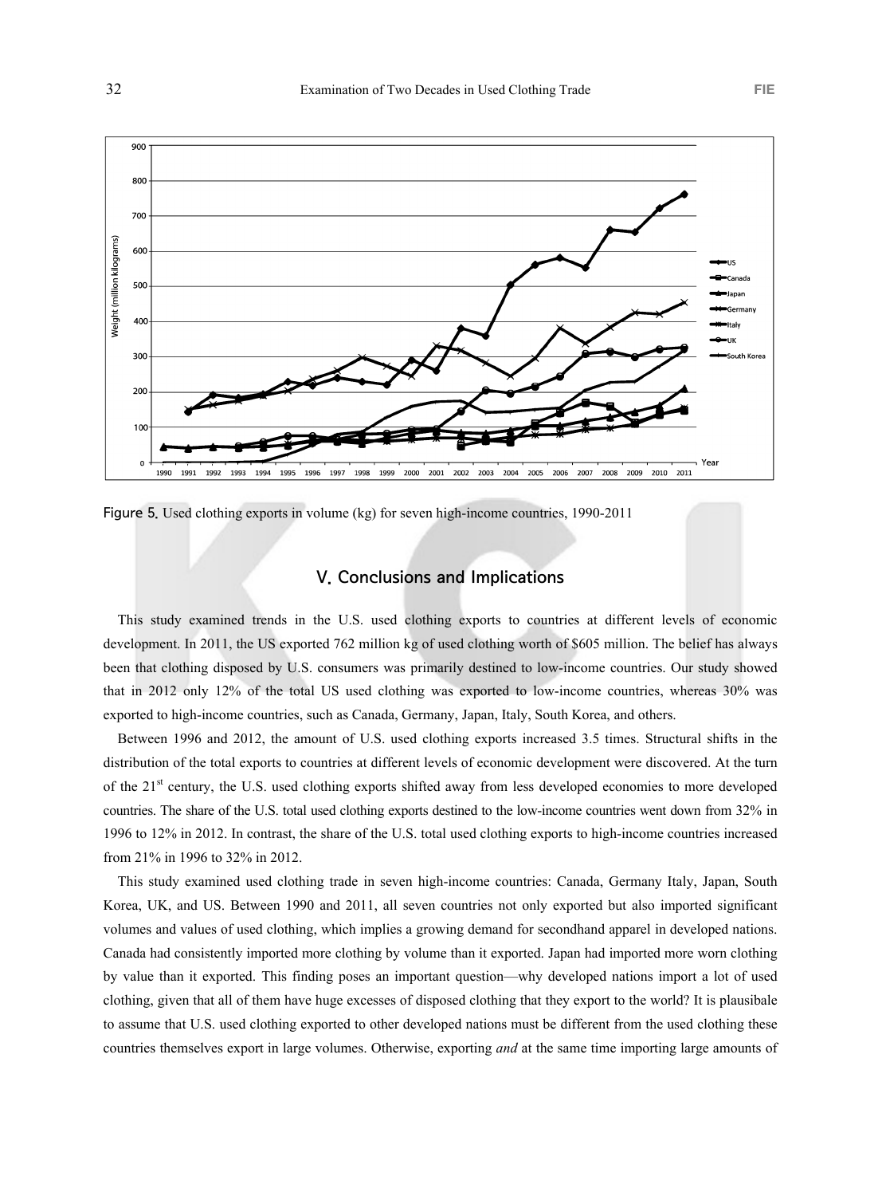Figure 5. Used clothing exports in volume (kg) for seven high-income countries, 1990-2011

## V. Conclusions and Implications

This study examined trends in the U.S. used clothing exports to countries at different levels of economic development. In 2011, the US exported 762 million kg of used clothing worth of $605 million. The belief has always been that clothing disposed by U.S. consumers was primarily destined to low-income countries. Our study showed that in 2012 only 12% of the total US used clothing was exported to low-income countries, whereas 30% was exported to high-income countries, such as Canada, Germany, Japan, Italy, South Korea, and others.

Between 1996 and 2012, the amount of U.S. used clothing exports increased 3.5 times. Structural shifts in the distribution of the total exports to countries at different levels of economic development were discovered. At the turn of the 21st century, the U.S. used clothing exports shifted away from less developed economies to more developed countries. The share of the U.S. total used clothing exports destined to the low-income countries went down from 32% in 1996 to 12% in 2012. In contrast, the share of the U.S. total used clothing exports to high-income countries increased from 21% in 1996 to 32% in 2012.

This study examined used clothing trade in seven high-income countries: Canada, Germany Italy, Japan, South Korea, UK, and US. Between 1990 and 2011, all seven countries not only exported but also imported significant volumes and values of used clothing, which implies a growing demand for secondhand apparel in developed nations. Canada had consistently imported more clothing by volume than it exported. Japan had imported more worn clothing by value than it exported. This finding poses an important question—why developed nations import a lot of used clothing, given that all of them have huge excesses of disposed clothing that they export to the world? It is plausibale to assume that U.S. used clothing exported to other developed nations must be different from the used clothing these countries themselves export in large volumes. Otherwise, exporting *and* at the same time importing large amounts of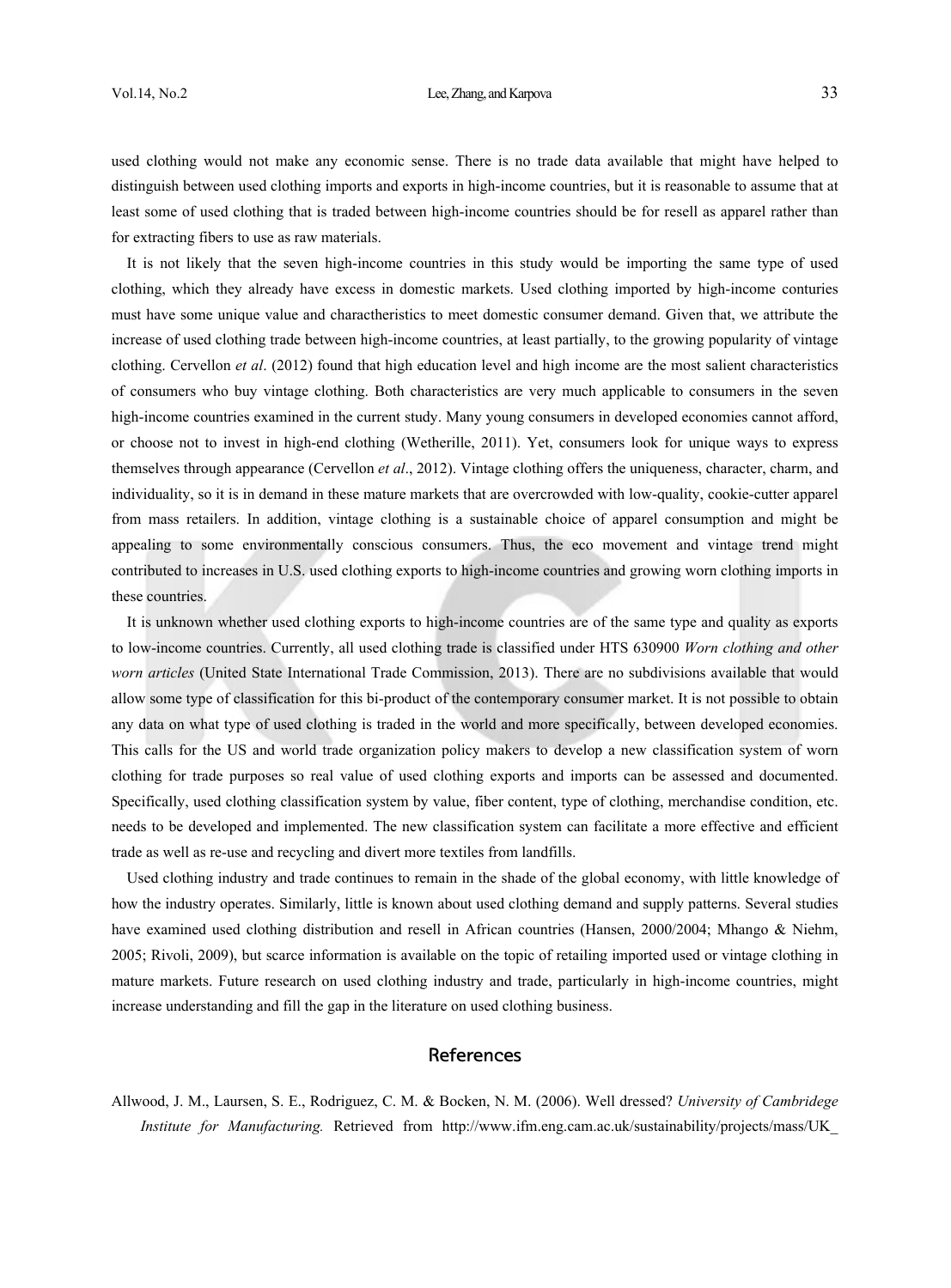used clothing would not make any economic sense. There is no trade data available that might have helped to distinguish between used clothing imports and exports in high-income countries, but it is reasonable to assume that at least some of used clothing that is traded between high-income countries should be for resell as apparel rather than for extracting fibers to use as raw materials.

It is not likely that the seven high-income countries in this study would be importing the same type of used clothing, which they already have excess in domestic markets. Used clothing imported by high-income conturies must have some unique value and charactheristics to meet domestic consumer demand. Given that, we attribute the increase of used clothing trade between high-income countries, at least partially, to the growing popularity of vintage clothing. Cervellon *et al*. (2012) found that high education level and high income are the most salient characteristics of consumers who buy vintage clothing. Both characteristics are very much applicable to consumers in the seven high-income countries examined in the current study. Many young consumers in developed economies cannot afford, or choose not to invest in high-end clothing (Wetherille, 2011). Yet, consumers look for unique ways to express themselves through appearance (Cervellon *et al*., 2012). Vintage clothing offers the uniqueness, character, charm, and individuality, so it is in demand in these mature markets that are overcrowded with low-quality, cookie-cutter apparel from mass retailers. In addition, vintage clothing is a sustainable choice of apparel consumption and might be appealing to some environmentally conscious consumers. Thus, the eco movement and vintage trend might contributed to increases in U.S. used clothing exports to high-income countries and growing worn clothing imports in these countries.

It is unknown whether used clothing exports to high-income countries are of the same type and quality as exports to low-income countries. Currently, all used clothing trade is classified under HTS 630900 *Worn clothing and other worn articles* (United State International Trade Commission, 2013). There are no subdivisions available that would allow some type of classification for this bi-product of the contemporary consumer market. It is not possible to obtain any data on what type of used clothing is traded in the world and more specifically, between developed economies. This calls for the US and world trade organization policy makers to develop a new classification system of worn clothing for trade purposes so real value of used clothing exports and imports can be assessed and documented. Specifically, used clothing classification system by value, fiber content, type of clothing, merchandise condition, etc. needs to be developed and implemented. The new classification system can facilitate a more effective and efficient trade as well as re-use and recycling and divert more textiles from landfills.

Used clothing industry and trade continues to remain in the shade of the global economy, with little knowledge of how the industry operates. Similarly, little is known about used clothing demand and supply patterns. Several studies have examined used clothing distribution and resell in African countries (Hansen, 2000/2004; Mhango & Niehm, 2005; Rivoli, 2009), but scarce information is available on the topic of retailing imported used or vintage clothing in mature markets. Future research on used clothing industry and trade, particularly in high-income countries, might increase understanding and fill the gap in the literature on used clothing business.

## References

Allwood, J. M., Laursen, S. E., Rodriguez, C. M. & Bocken, N. M. (2006). Well dressed? *University of Cambridege Institute for Manufacturing.* Retrieved from http://www.ifm.eng.cam.ac.uk/sustainability/projects/mass/UK_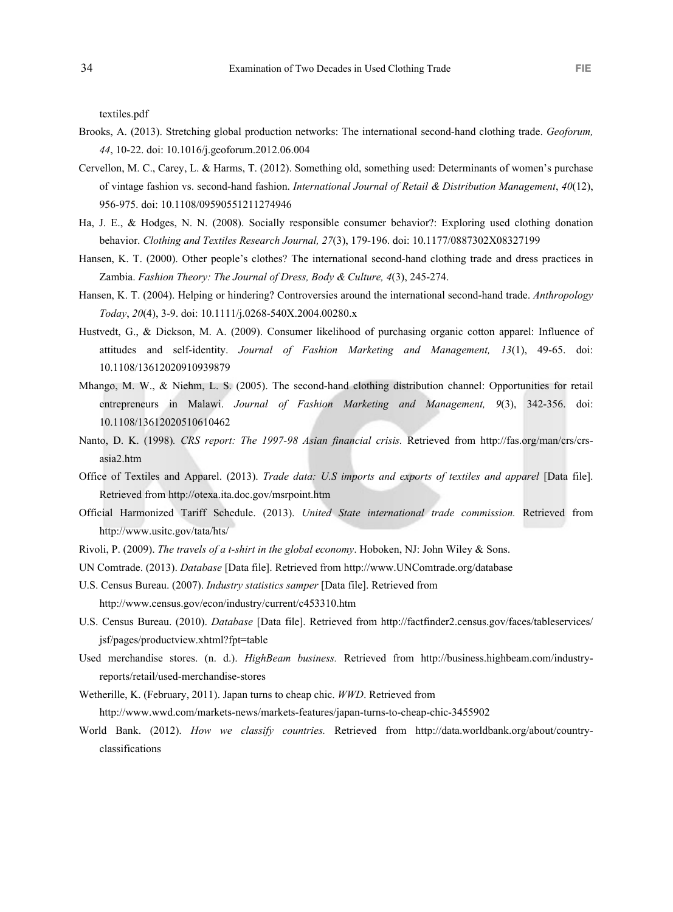textiles.pdf

Brooks, A. (2013). Stretching global production networks: The international second-hand clothing trade. *Geoforum, 44*, 10-22. doi: 10.1016/j.geoforum.2012.06.004

Cervellon, M. C., Carey, L. & Harms, T. (2012). Something old, something used: Determinants of women's purchase of vintage fashion vs. second-hand fashion. *International Journal of Retail & Distribution Management*, *40*(12), 956-975. doi: 10.1108/09590551211274946

Ha, J. E., & Hodges, N. N. (2008). Socially responsible consumer behavior?: Exploring used clothing donation behavior. *Clothing and Textiles Research Journal, 27*(3), 179-196. doi: 10.1177/0887302X08327199

Hansen, K. T. (2000). Other people's clothes? The international second-hand clothing trade and dress practices in Zambia. *Fashion Theory: The Journal of Dress, Body & Culture, 4*(3), 245-274.

Hansen, K. T. (2004). Helping or hindering? Controversies around the international second-hand trade. *Anthropology Today*, *20*(4), 3-9. doi: 10.1111/j.0268-540X.2004.00280.x

Hustvedt, G., & Dickson, M. A. (2009). Consumer likelihood of purchasing organic cotton apparel: Influence of attitudes and self-identity. *Journal of Fashion Marketing and Management, 13*(1), 49-65. doi: 10.1108/13612020910939879

Mhango, M. W., & Niehm, L. S. (2005). The second-hand clothing distribution channel: Opportunities for retail entrepreneurs in Malawi. *Journal of Fashion Marketing and Management, 9*(3), 342-356. doi: 10.1108/13612020510610462

Nanto, D. K. (1998). *CRS report: The 1997-98 Asian financial crisis.* Retrieved from http://fas.org/man/crs/crs-asia2.htm

Office of Textiles and Apparel. (2013). *Trade data: U.S imports and exports of textiles and apparel* [Data file]. Retrieved from http://otexa.ita.doc.gov/msrpoint.htm

Official Harmonized Tariff Schedule. (2013). *United State international trade commission.* Retrieved from http://www.usitc.gov/tata/hts/

Rivoli, P. (2009). *The travels of a t-shirt in the global economy*. Hoboken, NJ: John Wiley & Sons.

UN Comtrade. (2013). *Database* [Data file]. Retrieved from http://www.UNComtrade.org/database

U.S. Census Bureau. (2007). *Industry statistics samper* [Data file]. Retrieved from http://www.census.gov/econ/industry/current/c453310.htm

U.S. Census Bureau. (2010). *Database* [Data file]. Retrieved from http://factfinder2.census.gov/faces/tableservices/jsf/pages/productview.xhtml?fpt=table

Used merchandise stores. (n. d.). *HighBeam business.* Retrieved from http://business.highbeam.com/industry-reports/retail/used-merchandise-stores

Wetherille, K. (February, 2011). Japan turns to cheap chic. *WWD*. Retrieved from http://www.wwd.com/markets-news/markets-features/japan-turns-to-cheap-chic-3455902

World Bank. (2012). *How we classify countries.* Retrieved from http://data.worldbank.org/about/country-classifications